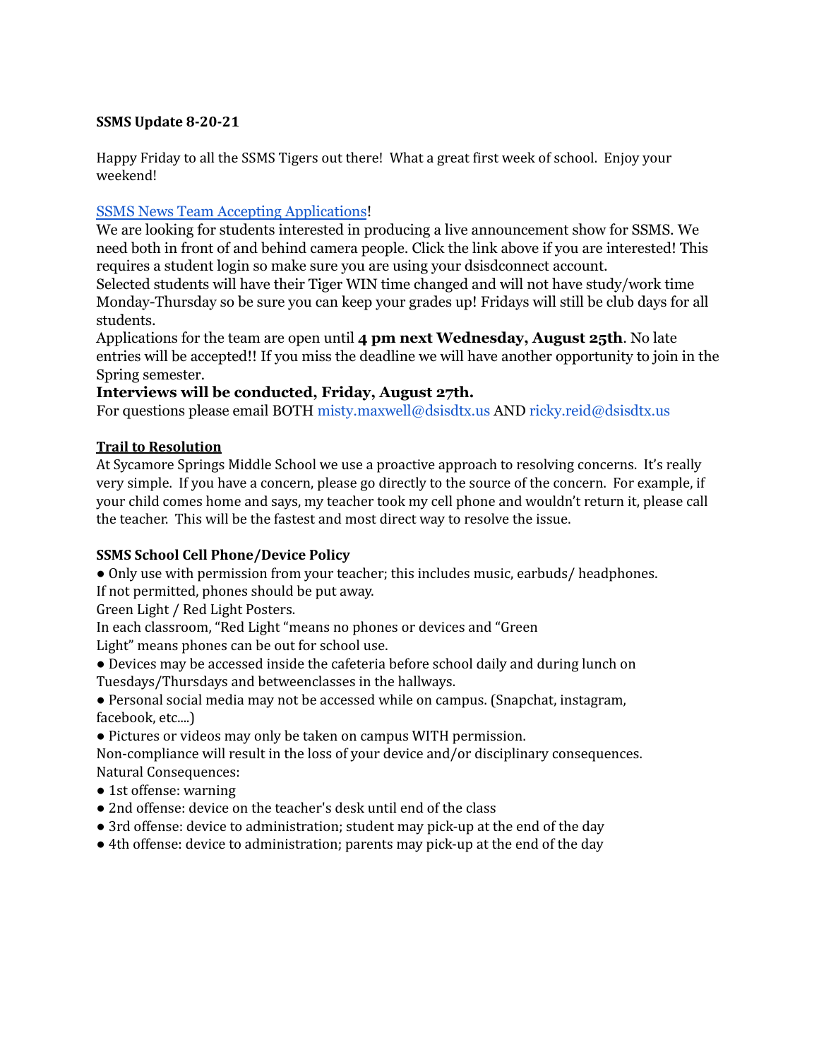**SSMS Update 8-20-21**

Happy Friday to all the SSMS Tigers out there! What a great first week of school. Enjoy your weekend!

SSMS News Team Accepting Applications!

We are looking for students interested in producing a live announcement show for SSMS. We need both in front of and behind camera people. Click the link above if you are interested! This requires a student login so make sure you are using your dsisdconnect account.

Selected students will have their Tiger WIN time changed and will not have study/work time Monday-Thursday so be sure you can keep your grades up! Fridays will still be club days for all students.

Applications for the team are open until **4 pm next Wednesday, August 25th**. No late entries will be accepted!! If you miss the deadline we will have another opportunity to join in the Spring semester.

**Interviews will be conducted, Friday, August 27th.**

For questions please email BOTH misty.maxwell@dsisdtx.us AND ricky.reid@dsisdtx.us

**Trail to Resolution**

At Sycamore Springs Middle School we use a proactive approach to resolving concerns. It's really very simple. If you have a concern, please go directly to the source of the concern. For example, if your child comes home and says, my teacher took my cell phone and wouldn't return it, please call the teacher. This will be the fastest and most direct way to resolve the issue.

**SSMS School Cell Phone/Device Policy**

- Only use with permission from your teacher; this includes music, earbuds/ headphones.

If not permitted, phones should be put away.

Green Light / Red Light Posters.

In each classroom, "Red Light "means no phones or devices and "Green Light" means phones can be out for school use.

- Devices may be accessed inside the cafeteria before school daily and during lunch on Tuesdays/Thursdays and betweenclasses in the hallways.
- Personal social media may not be accessed while on campus. (Snapchat, instagram, facebook, etc....)
- Pictures or videos may only be taken on campus WITH permission.

Non-compliance will result in the loss of your device and/or disciplinary consequences.

Natural Consequences:

- 1st offense: warning
- 2nd offense: device on the teacher's desk until end of the class
- 3rd offense: device to administration; student may pick-up at the end of the day
- 4th offense: device to administration; parents may pick-up at the end of the day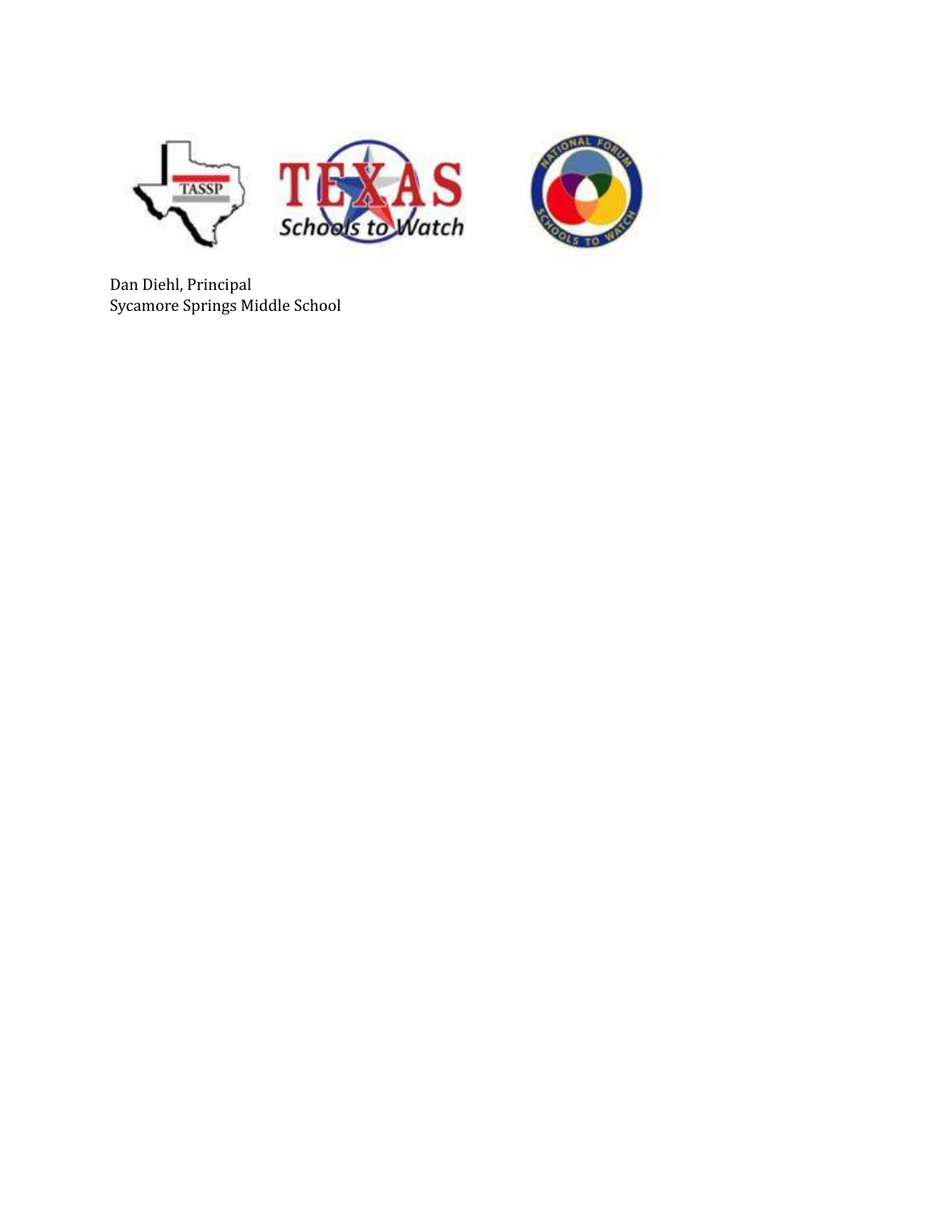Dan Diehl, Principal
Sycamore Springs Middle School